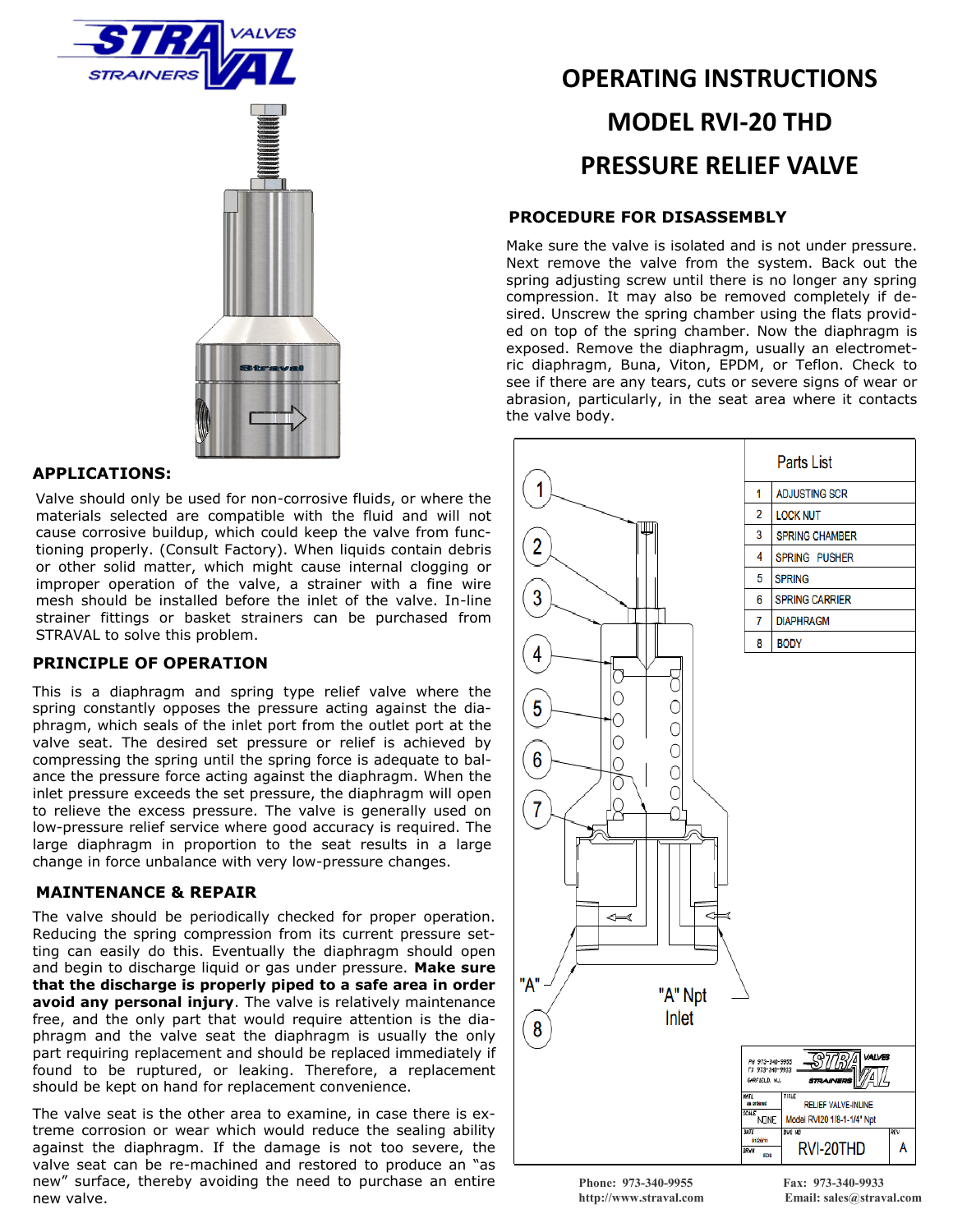# OPERATING INSTRUCTIONS

# MODEL RVI-20 THD

# PRESSURE RELIEF VALVE

## APPLICATIONS:

Valve should only be used for non-corrosive fluids, or where the materials selected are compatible with the fluid and will not cause corrosive buildup, which could keep the valve from functioning properly. (Consult Factory). When liquids contain debris or other solid matter, which might cause internal clogging or improper operation of the valve, a strainer with a fine wire mesh should be installed before the inlet of the valve. In-line strainer fittings or basket strainers can be purchased from STRAVAL to solve this problem.

## PRINCIPLE OF OPERATION

This is a diaphragm and spring type relief valve where the spring constantly opposes the pressure acting against the diaphragm, which seals of the inlet port from the outlet port at the valve seat. The desired set pressure or relief is achieved by compressing the spring until the spring force is adequate to balance the pressure force acting against the diaphragm. When the inlet pressure exceeds the set pressure, the diaphragm will open to relieve the excess pressure. The valve is generally used on low-pressure relief service where good accuracy is required. The large diaphragm in proportion to the seat results in a large change in force unbalance with very low-pressure changes.

## MAINTENANCE & REPAIR

The valve should be periodically checked for proper operation. Reducing the spring compression from its current pressure setting can easily do this. Eventually the diaphragm should open and begin to discharge liquid or gas under pressure. **Make sure that the discharge is properly piped to a safe area in order avoid any personal injury**. The valve is relatively maintenance free, and the only part that would require attention is the diaphragm and the valve seat the diaphragm is usually the only part requiring replacement and should be replaced immediately if found to be ruptured, or leaking. Therefore, a replacement should be kept on hand for replacement convenience.

The valve seat is the other area to examine, in case there is extreme corrosion or wear which would reduce the sealing ability against the diaphragm. If the damage is not too severe, the valve seat can be re-machined and restored to produce an "as new" surface, thereby avoiding the need to purchase an entire new valve.

## PROCEDURE FOR DISASSEMBLY

Make sure the valve is isolated and is not under pressure. Next remove the valve from the system. Back out the spring adjusting screw until there is no longer any spring compression. It may also be removed completely if desired. Unscrew the spring chamber using the flats provided on top of the spring chamber. Now the diaphragm is exposed. Remove the diaphragm, usually an electrometric diaphragm, Buna, Viton, EPDM, or Teflon. Check to see if there are any tears, cuts or severe signs of wear or abrasion, particularly, in the seat area where it contacts the valve body.

| Parts List | |
|---|---|
| 1 | ADJUSTING SCR |
| 2 | LOCK NUT |
| 3 | SPRING CHAMBER |
| 4 | SPRING PUSHER |
| 5 | SPRING |
| 6 | SPRING CARRIER |
| 7 | DIAPHRAGM |
| 8 | BODY |

"A" Npt Inlet

"A"

RELIEF VALVE-INLINE — Model RVI20 1/8-1-1/4" Npt — DWG NO RVI-20THD — REV A

Phone: 973-340-9955
http://www.straval.com

Fax: 973-340-9933
Email: sales@straval.com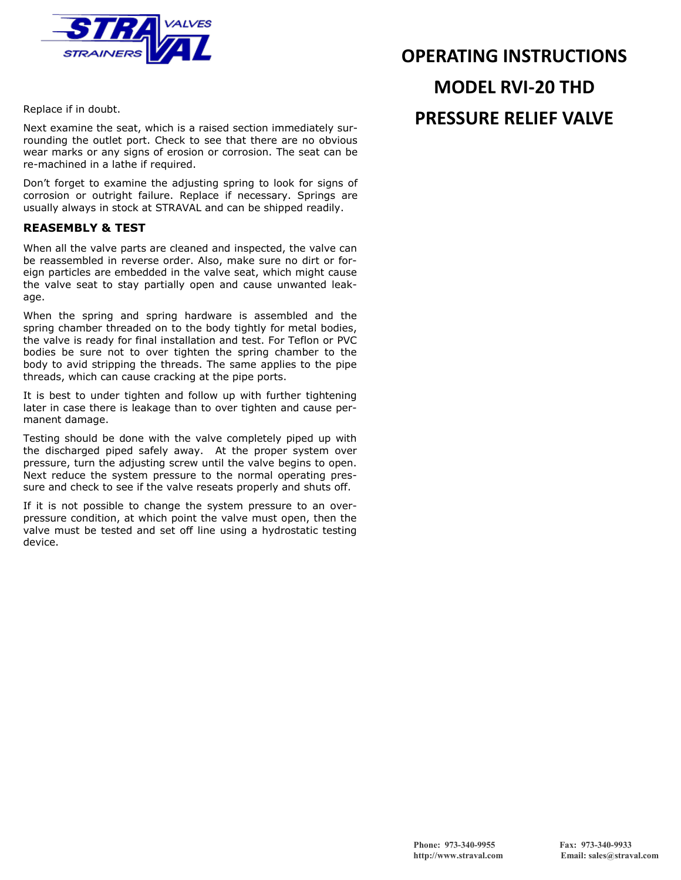# OPERATING INSTRUCTIONS

# MODEL RVI-20 THD

# PRESSURE RELIEF VALVE

Replace if in doubt.

Next examine the seat, which is a raised section immediately surrounding the outlet port. Check to see that there are no obvious wear marks or any signs of erosion or corrosion. The seat can be re-machined in a lathe if required.

Don't forget to examine the adjusting spring to look for signs of corrosion or outright failure. Replace if necessary. Springs are usually always in stock at STRAVAL and can be shipped readily.

### REASEMBLY & TEST

When all the valve parts are cleaned and inspected, the valve can be reassembled in reverse order. Also, make sure no dirt or foreign particles are embedded in the valve seat, which might cause the valve seat to stay partially open and cause unwanted leakage.

When the spring and spring hardware is assembled and the spring chamber threaded on to the body tightly for metal bodies, the valve is ready for final installation and test. For Teflon or PVC bodies be sure not to over tighten the spring chamber to the body to avid stripping the threads. The same applies to the pipe threads, which can cause cracking at the pipe ports.

It is best to under tighten and follow up with further tightening later in case there is leakage than to over tighten and cause permanent damage.

Testing should be done with the valve completely piped up with the discharged piped safely away. At the proper system over pressure, turn the adjusting screw until the valve begins to open. Next reduce the system pressure to the normal operating pressure and check to see if the valve reseats properly and shuts off.

If it is not possible to change the system pressure to an over-pressure condition, at which point the valve must open, then the valve must be tested and set off line using a hydrostatic testing device.

**Phone: 973-340-9955** **Fax: 973-340-9933**
**http://www.straval.com** **Email: sales@straval.com**